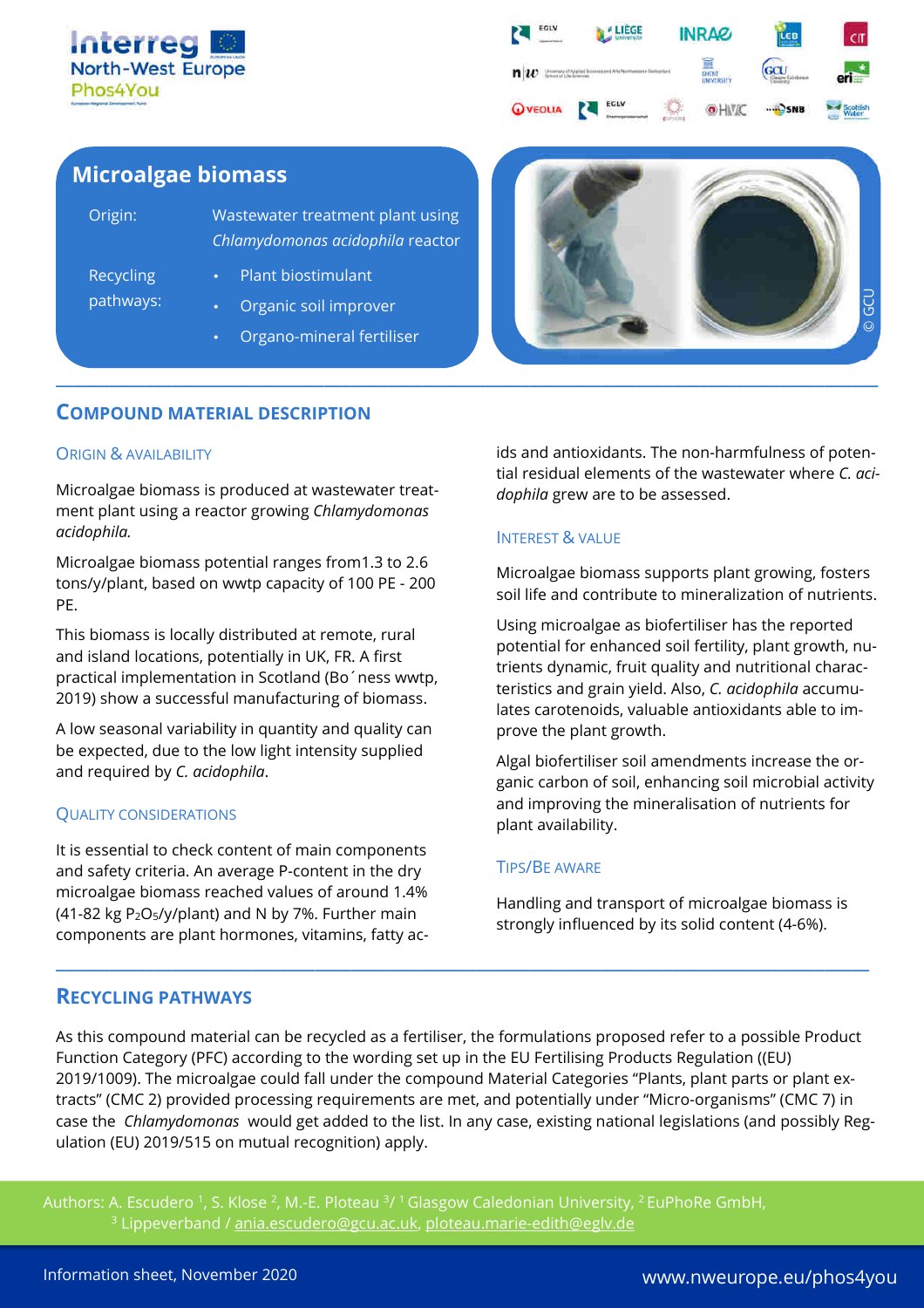Interreg North-West Europe
Phos4You

# Microalgae biomass

| | |
|---|---|
| Origin: | Wastewater treatment plant using *Chlamydomonas acidophila* reactor |
| Recycling pathways: | • Plant biostimulant<br>• Organic soil improver<br>• Organo-mineral fertiliser |

© GCU

## Compound material description

### Origin & availability

Microalgae biomass is produced at wastewater treatment plant using a reactor growing *Chlamydomonas acidophila.*

Microalgae biomass potential ranges from1.3 to 2.6 tons/y/plant, based on wwtp capacity of 100 PE - 200 PE.

This biomass is locally distributed at remote, rural and island locations, potentially in UK, FR. A first practical implementation in Scotland (Bo´ness wwtp, 2019) show a successful manufacturing of biomass.

A low seasonal variability in quantity and quality can be expected, due to the low light intensity supplied and required by *C. acidophila*.

### Quality considerations

It is essential to check content of main components and safety criteria. An average P-content in the dry microalgae biomass reached values of around 1.4% (41-82 kg $P_2O_5$/y/plant) and N by 7%. Further main components are plant hormones, vitamins, fatty acids and antioxidants. The non-harmfulness of potential residual elements of the wastewater where *C. acidophila* grew are to be assessed.

### Interest & value

Microalgae biomass supports plant growing, fosters soil life and contribute to mineralization of nutrients.

Using microalgae as biofertiliser has the reported potential for enhanced soil fertility, plant growth, nutrients dynamic, fruit quality and nutritional characteristics and grain yield. Also, *C. acidophila* accumulates carotenoids, valuable antioxidants able to improve the plant growth.

Algal biofertiliser soil amendments increase the organic carbon of soil, enhancing soil microbial activity and improving the mineralisation of nutrients for plant availability.

### Tips/Be aware

Handling and transport of microalgae biomass is strongly influenced by its solid content (4-6%).

## Recycling pathways

As this compound material can be recycled as a fertiliser, the formulations proposed refer to a possible Product Function Category (PFC) according to the wording set up in the EU Fertilising Products Regulation ((EU) 2019/1009). The microalgae could fall under the compound Material Categories “Plants, plant parts or plant extracts” (CMC 2) provided processing requirements are met, and potentially under “Micro-organisms” (CMC 7) in case the *Chlamydomonas* would get added to the list. In any case, existing national legislations (and possibly Regulation (EU) 2019/515 on mutual recognition) apply.

Authors: A. Escudero [1], S. Klose [2], M.-E. Ploteau [3]/ [1] Glasgow Caledonian University, [2] EuPhoRe GmbH, [3] Lippeverband / ania.escudero@gcu.ac.uk, ploteau.marie-edith@eglv.de

Information sheet, November 2020

www.nweurope.eu/phos4you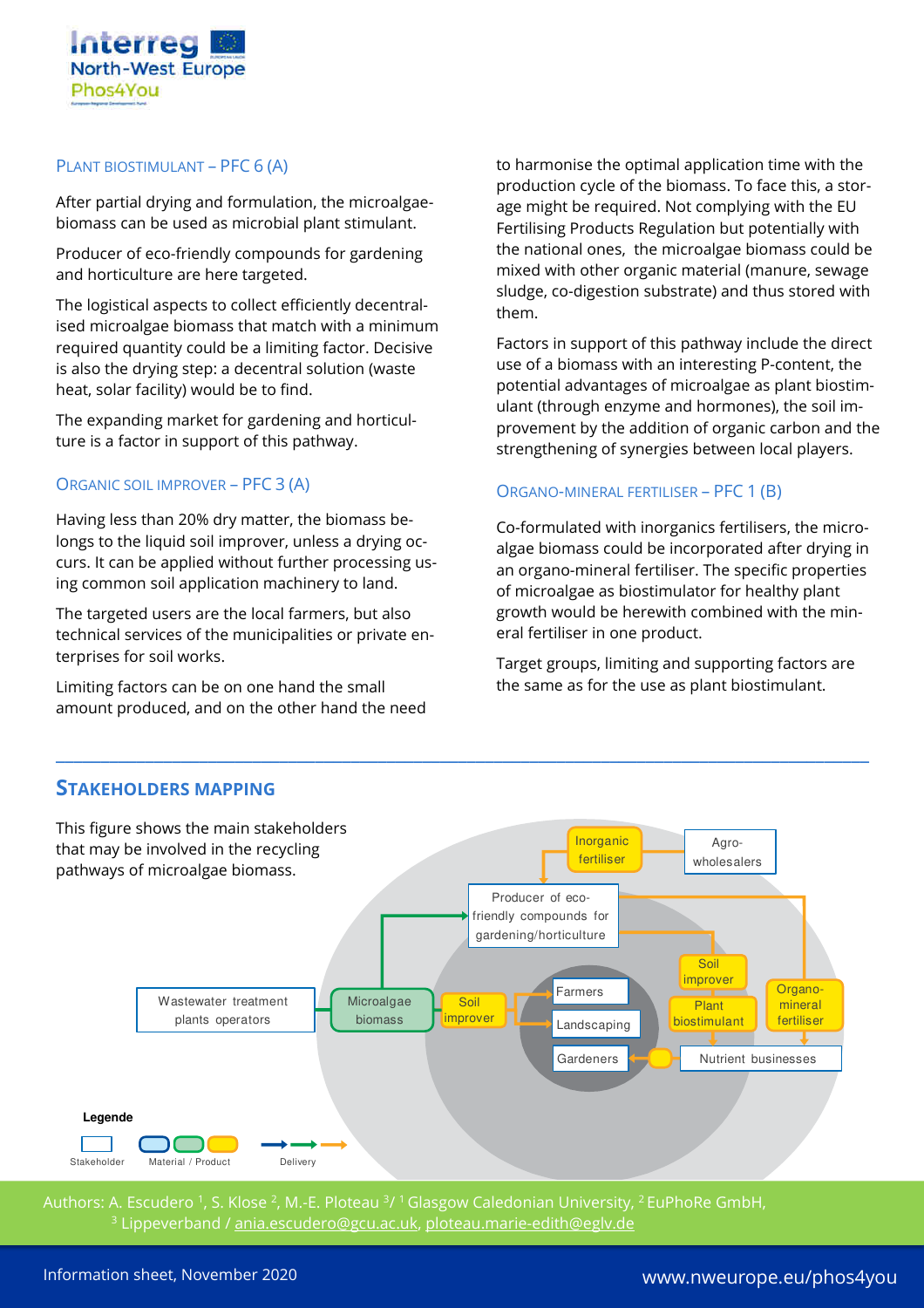### Plant biostimulant – PFC 6 (A)

After partial drying and formulation, the microalgae-biomass can be used as microbial plant stimulant.

Producer of eco-friendly compounds for gardening and horticulture are here targeted.

The logistical aspects to collect efficiently decentralised microalgae biomass that match with a minimum required quantity could be a limiting factor. Decisive is also the drying step: a decentral solution (waste heat, solar facility) would be to find.

The expanding market for gardening and horticulture is a factor in support of this pathway.

### Organic soil improver – PFC 3 (A)

Having less than 20% dry matter, the biomass belongs to the liquid soil improver, unless a drying occurs. It can be applied without further processing using common soil application machinery to land.

The targeted users are the local farmers, but also technical services of the municipalities or private enterprises for soil works.

Limiting factors can be on one hand the small amount produced, and on the other hand the need to harmonise the optimal application time with the production cycle of the biomass. To face this, a storage might be required. Not complying with the EU Fertilising Products Regulation but potentially with the national ones, the microalgae biomass could be mixed with other organic material (manure, sewage sludge, co-digestion substrate) and thus stored with them.

Factors in support of this pathway include the direct use of a biomass with an interesting P-content, the potential advantages of microalgae as plant biostimulant (through enzyme and hormones), the soil improvement by the addition of organic carbon and the strengthening of synergies between local players.

### Organo-mineral fertiliser – PFC 1 (B)

Co-formulated with inorganics fertilisers, the microalgae biomass could be incorporated after drying in an organo-mineral fertiliser. The specific properties of microalgae as biostimulator for healthy plant growth would be herewith combined with the mineral fertiliser in one product.

Target groups, limiting and supporting factors are the same as for the use as plant biostimulant.

## Stakeholders mapping

This figure shows the main stakeholders that may be involved in the recycling pathways of microalgae biomass.

Inorganic fertiliser
Agro-wholesalers
Producer of eco-friendly compounds for gardening/horticulture
Soil improver
Organo-mineral fertiliser
Wastewater treatment plants operators
Microalgae biomass
Soil improver
Farmers
Landscaping
Plant biostimulant
Gardeners
Nutrient businesses

Legende
Stakeholder
Material / Product
Delivery

Authors: A. Escudero [1], S. Klose [2], M.-E. Ploteau [3]/ [1] Glasgow Caledonian University, [2] EuPhoRe GmbH, [3] Lippeverband / ania.escudero@gcu.ac.uk, ploteau.marie-edith@eglv.de

Information sheet, November 2020

www.nweurope.eu/phos4you